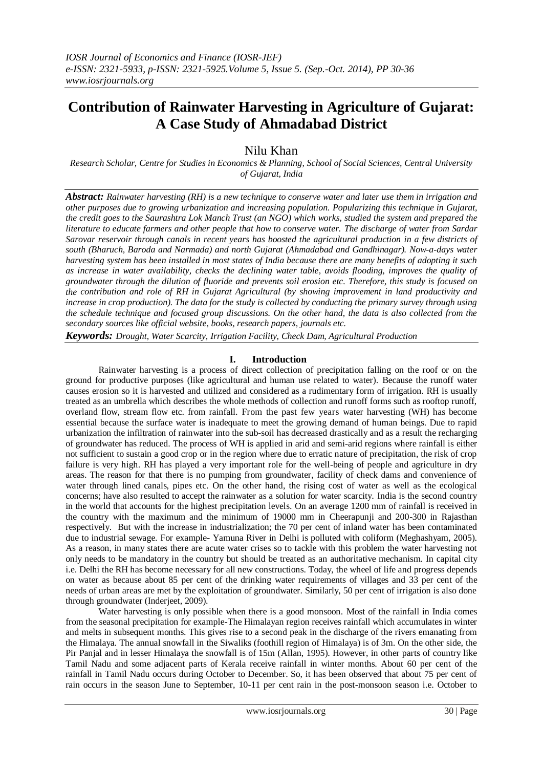# Contribution of Rainwater Harvesting in Agriculture of Gujarat: A Case Study of Ahmadabad District

Nilu Khan

*Research Scholar, Centre for Studies in Economics & Planning, School of Social Sciences, Central University of Gujarat, India*

***Abstract:*** *Rainwater harvesting (RH) is a new technique to conserve water and later use them in irrigation and other purposes due to growing urbanization and increasing population. Popularizing this technique in Gujarat, the credit goes to the Saurashtra Lok Manch Trust (an NGO) which works, studied the system and prepared the literature to educate farmers and other people that how to conserve water. The discharge of water from Sardar Sarovar reservoir through canals in recent years has boosted the agricultural production in a few districts of south (Bharuch, Baroda and Narmada) and north Gujarat (Ahmadabad and Gandhinagar). Now-a-days water harvesting system has been installed in most states of India because there are many benefits of adopting it such as increase in water availability, checks the declining water table, avoids flooding, improves the quality of groundwater through the dilution of fluoride and prevents soil erosion etc. Therefore, this study is focused on the contribution and role of RH in Gujarat Agricultural (by showing improvement in land productivity and increase in crop production). The data for the study is collected by conducting the primary survey through using the schedule technique and focused group discussions. On the other hand, the data is also collected from the secondary sources like official website, books, research papers, journals etc.*

***Keywords:*** *Drought, Water Scarcity, Irrigation Facility, Check Dam, Agricultural Production*

## I. Introduction

Rainwater harvesting is a process of direct collection of precipitation falling on the roof or on the ground for productive purposes (like agricultural and human use related to water). Because the runoff water causes erosion so it is harvested and utilized and considered as a rudimentary form of irrigation. RH is usually treated as an umbrella which describes the whole methods of collection and runoff forms such as rooftop runoff, overland flow, stream flow etc. from rainfall. From the past few years water harvesting (WH) has become essential because the surface water is inadequate to meet the growing demand of human beings. Due to rapid urbanization the infiltration of rainwater into the sub-soil has decreased drastically and as a result the recharging of groundwater has reduced. The process of WH is applied in arid and semi-arid regions where rainfall is either not sufficient to sustain a good crop or in the region where due to erratic nature of precipitation, the risk of crop failure is very high. RH has played a very important role for the well-being of people and agriculture in dry areas. The reason for that there is no pumping from groundwater, facility of check dams and convenience of water through lined canals, pipes etc. On the other hand, the rising cost of water as well as the ecological concerns; have also resulted to accept the rainwater as a solution for water scarcity. India is the second country in the world that accounts for the highest precipitation levels. On an average 1200 mm of rainfall is received in the country with the maximum and the minimum of 19000 mm in Cheerapunji and 200-300 in Rajasthan respectively. But with the increase in industrialization; the 70 per cent of inland water has been contaminated due to industrial sewage. For example- Yamuna River in Delhi is polluted with coliform (Meghashyam, 2005). As a reason, in many states there are acute water crises so to tackle with this problem the water harvesting not only needs to be mandatory in the country but should be treated as an authoritative mechanism. In capital city i.e. Delhi the RH has become necessary for all new constructions. Today, the wheel of life and progress depends on water as because about 85 per cent of the drinking water requirements of villages and 33 per cent of the needs of urban areas are met by the exploitation of groundwater. Similarly, 50 per cent of irrigation is also done through groundwater (Inderjeet, 2009).

Water harvesting is only possible when there is a good monsoon. Most of the rainfall in India comes from the seasonal precipitation for example-The Himalayan region receives rainfall which accumulates in winter and melts in subsequent months. This gives rise to a second peak in the discharge of the rivers emanating from the Himalaya. The annual snowfall in the Siwaliks (foothill region of Himalaya) is of 3m. On the other side, the Pir Panjal and in lesser Himalaya the snowfall is of 15m (Allan, 1995). However, in other parts of country like Tamil Nadu and some adjacent parts of Kerala receive rainfall in winter months. About 60 per cent of the rainfall in Tamil Nadu occurs during October to December. So, it has been observed that about 75 per cent of rain occurs in the season June to September, 10-11 per cent rain in the post-monsoon season i.e. October to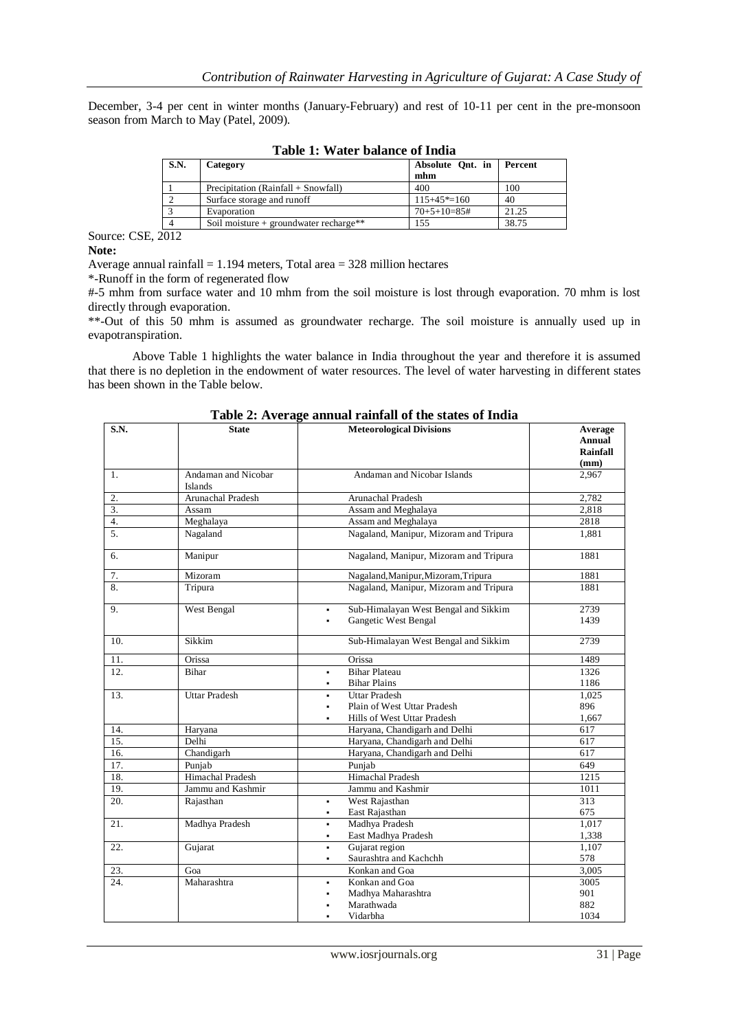December, 3-4 per cent in winter months (January-February) and rest of 10-11 per cent in the pre-monsoon season from March to May (Patel, 2009).

**Table 1: Water balance of India**

| S.N. | Category | Absolute Qnt. in mhm | Percent |
|---|---|---|---|
| 1 | Precipitation (Rainfall + Snowfall) | 400 | 100 |
| 2 | Surface storage and runoff | 115+45*=160 | 40 |
| 3 | Evaporation | 70+5+10=85# | 21.25 |
| 4 | Soil moisture + groundwater recharge** | 155 | 38.75 |

Source: CSE, 2012

**Note:**

Average annual rainfall = 1.194 meters, Total area = 328 million hectares

*-Runoff in the form of regenerated flow

#-5 mhm from surface water and 10 mhm from the soil moisture is lost through evaporation. 70 mhm is lost directly through evaporation.

**-Out of this 50 mhm is assumed as groundwater recharge. The soil moisture is annually used up in evapotranspiration.

Above Table 1 highlights the water balance in India throughout the year and therefore it is assumed that there is no depletion in the endowment of water resources. The level of water harvesting in different states has been shown in the Table below.

**Table 2: Average annual rainfall of the states of India**

| S.N. | State | Meteorological Divisions | Average Annual Rainfall (mm) |
|---|---|---|---|
| 1. | Andaman and Nicobar Islands | Andaman and Nicobar Islands | 2,967 |
| 2. | Arunachal Pradesh | Arunachal Pradesh | 2,782 |
| 3. | Assam | Assam and Meghalaya | 2,818 |
| 4. | Meghalaya | Assam and Meghalaya | 2818 |
| 5. | Nagaland | Nagaland, Manipur, Mizoram and Tripura | 1,881 |
| 6. | Manipur | Nagaland, Manipur, Mizoram and Tripura | 1881 |
| 7. | Mizoram | Nagaland,Manipur,Mizoram,Tripura | 1881 |
| 8. | Tripura | Nagaland, Manipur, Mizoram and Tripura | 1881 |
| 9. | West Bengal | • Sub-Himalayan West Bengal and Sikkim<br>• Gangetic West Bengal | 2739<br>1439 |
| 10. | Sikkim | Sub-Himalayan West Bengal and Sikkim | 2739 |
| 11. | Orissa | Orissa | 1489 |
| 12. | Bihar | • Bihar Plateau<br>• Bihar Plains | 1326<br>1186 |
| 13. | Uttar Pradesh | • Uttar Pradesh<br>• Plain of West Uttar Pradesh<br>• Hills of West Uttar Pradesh | 1,025<br>896<br>1,667 |
| 14. | Haryana | Haryana, Chandigarh and Delhi | 617 |
| 15. | Delhi | Haryana, Chandigarh and Delhi | 617 |
| 16. | Chandigarh | Haryana, Chandigarh and Delhi | 617 |
| 17. | Punjab | Punjab | 649 |
| 18. | Himachal Pradesh | Himachal Pradesh | 1215 |
| 19. | Jammu and Kashmir | Jammu and Kashmir | 1011 |
| 20. | Rajasthan | • West Rajasthan<br>• East Rajasthan | 313<br>675 |
| 21. | Madhya Pradesh | • Madhya Pradesh<br>• East Madhya Pradesh | 1,017<br>1,338 |
| 22. | Gujarat | • Gujarat region<br>• Saurashtra and Kachchh | 1,107<br>578 |
| 23. | Goa | Konkan and Goa | 3,005 |
| 24. | Maharashtra | • Konkan and Goa<br>• Madhya Maharashtra<br>• Marathwada<br>• Vidarbha | 3005<br>901<br>882<br>1034 |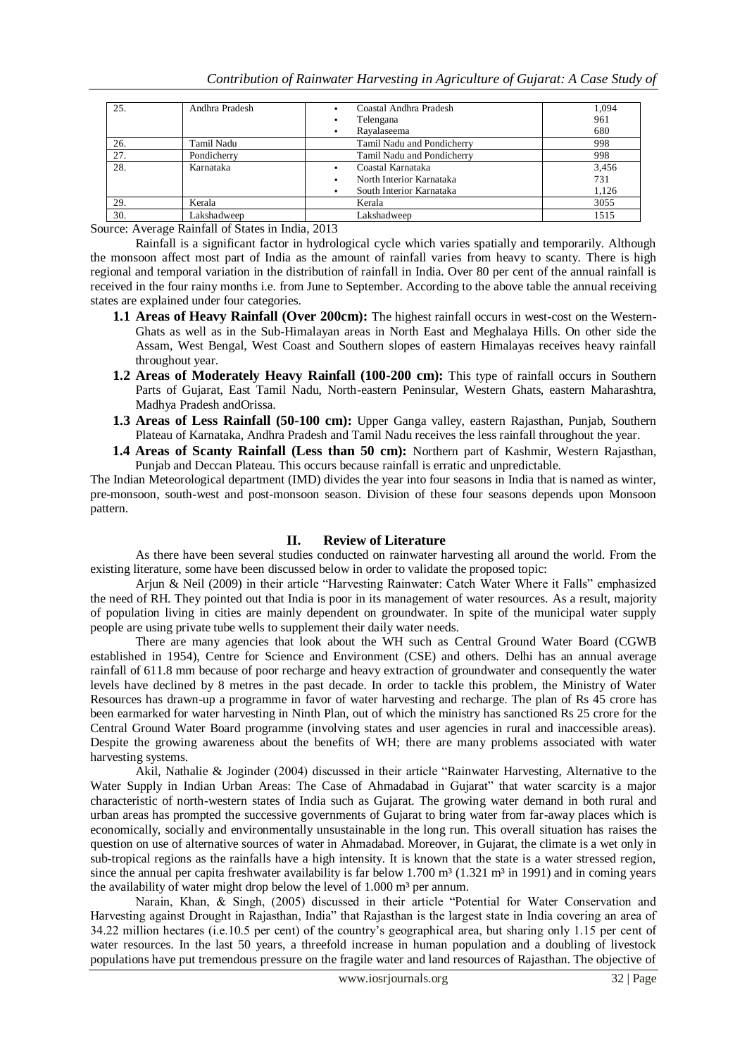| 25. | Andhra Pradesh | ▪ Coastal Andhra Pradesh<br>▪ Telengana<br>▪ Rayalaseema | 1,094<br>961<br>680 |
|---|---|---|---|
| 26. | Tamil Nadu | Tamil Nadu and Pondicherry | 998 |
| 27. | Pondicherry | Tamil Nadu and Pondicherry | 998 |
| 28. | Karnataka | ▪ Coastal Karnataka<br>▪ North Interior Karnataka<br>▪ South Interior Karnataka | 3,456<br>731<br>1,126 |
| 29. | Kerala | Kerala | 3055 |
| 30. | Lakshadweep | Lakshadweep | 1515 |

Source: Average Rainfall of States in India, 2013

Rainfall is a significant factor in hydrological cycle which varies spatially and temporarily. Although the monsoon affect most part of India as the amount of rainfall varies from heavy to scanty. There is high regional and temporal variation in the distribution of rainfall in India. Over 80 per cent of the annual rainfall is received in the four rainy months i.e. from June to September. According to the above table the annual receiving states are explained under four categories.

- **1.1 Areas of Heavy Rainfall (Over 200cm):** The highest rainfall occurs in west-cost on the Western-Ghats as well as in the Sub-Himalayan areas in North East and Meghalaya Hills. On other side the Assam, West Bengal, West Coast and Southern slopes of eastern Himalayas receives heavy rainfall throughout year.
- **1.2 Areas of Moderately Heavy Rainfall (100-200 cm):** This type of rainfall occurs in Southern Parts of Gujarat, East Tamil Nadu, North-eastern Peninsular, Western Ghats, eastern Maharashtra, Madhya Pradesh andOrissa.
- **1.3 Areas of Less Rainfall (50-100 cm):** Upper Ganga valley, eastern Rajasthan, Punjab, Southern Plateau of Karnataka, Andhra Pradesh and Tamil Nadu receives the less rainfall throughout the year.
- **1.4 Areas of Scanty Rainfall (Less than 50 cm):** Northern part of Kashmir, Western Rajasthan, Punjab and Deccan Plateau. This occurs because rainfall is erratic and unpredictable.

The Indian Meteorological department (IMD) divides the year into four seasons in India that is named as winter, pre-monsoon, south-west and post-monsoon season. Division of these four seasons depends upon Monsoon pattern.

## II. Review of Literature

As there have been several studies conducted on rainwater harvesting all around the world. From the existing literature, some have been discussed below in order to validate the proposed topic:

Arjun & Neil (2009) in their article "Harvesting Rainwater: Catch Water Where it Falls" emphasized the need of RH. They pointed out that India is poor in its management of water resources. As a result, majority of population living in cities are mainly dependent on groundwater. In spite of the municipal water supply people are using private tube wells to supplement their daily water needs.

There are many agencies that look about the WH such as Central Ground Water Board (CGWB established in 1954), Centre for Science and Environment (CSE) and others. Delhi has an annual average rainfall of 611.8 mm because of poor recharge and heavy extraction of groundwater and consequently the water levels have declined by 8 metres in the past decade. In order to tackle this problem, the Ministry of Water Resources has drawn-up a programme in favor of water harvesting and recharge. The plan of Rs 45 crore has been earmarked for water harvesting in Ninth Plan, out of which the ministry has sanctioned Rs 25 crore for the Central Ground Water Board programme (involving states and user agencies in rural and inaccessible areas). Despite the growing awareness about the benefits of WH; there are many problems associated with water harvesting systems.

Akil, Nathalie & Joginder (2004) discussed in their article "Rainwater Harvesting, Alternative to the Water Supply in Indian Urban Areas: The Case of Ahmadabad in Gujarat" that water scarcity is a major characteristic of north-western states of India such as Gujarat. The growing water demand in both rural and urban areas has prompted the successive governments of Gujarat to bring water from far-away places which is economically, socially and environmentally unsustainable in the long run. This overall situation has raises the question on use of alternative sources of water in Ahmadabad. Moreover, in Gujarat, the climate is a wet only in sub-tropical regions as the rainfalls have a high intensity. It is known that the state is a water stressed region, since the annual per capita freshwater availability is far below 1.700 m³ (1.321 m³ in 1991) and in coming years the availability of water might drop below the level of 1.000 m³ per annum.

Narain, Khan, & Singh, (2005) discussed in their article "Potential for Water Conservation and Harvesting against Drought in Rajasthan, India" that Rajasthan is the largest state in India covering an area of 34.22 million hectares (i.e.10.5 per cent) of the country's geographical area, but sharing only 1.15 per cent of water resources. In the last 50 years, a threefold increase in human population and a doubling of livestock populations have put tremendous pressure on the fragile water and land resources of Rajasthan. The objective of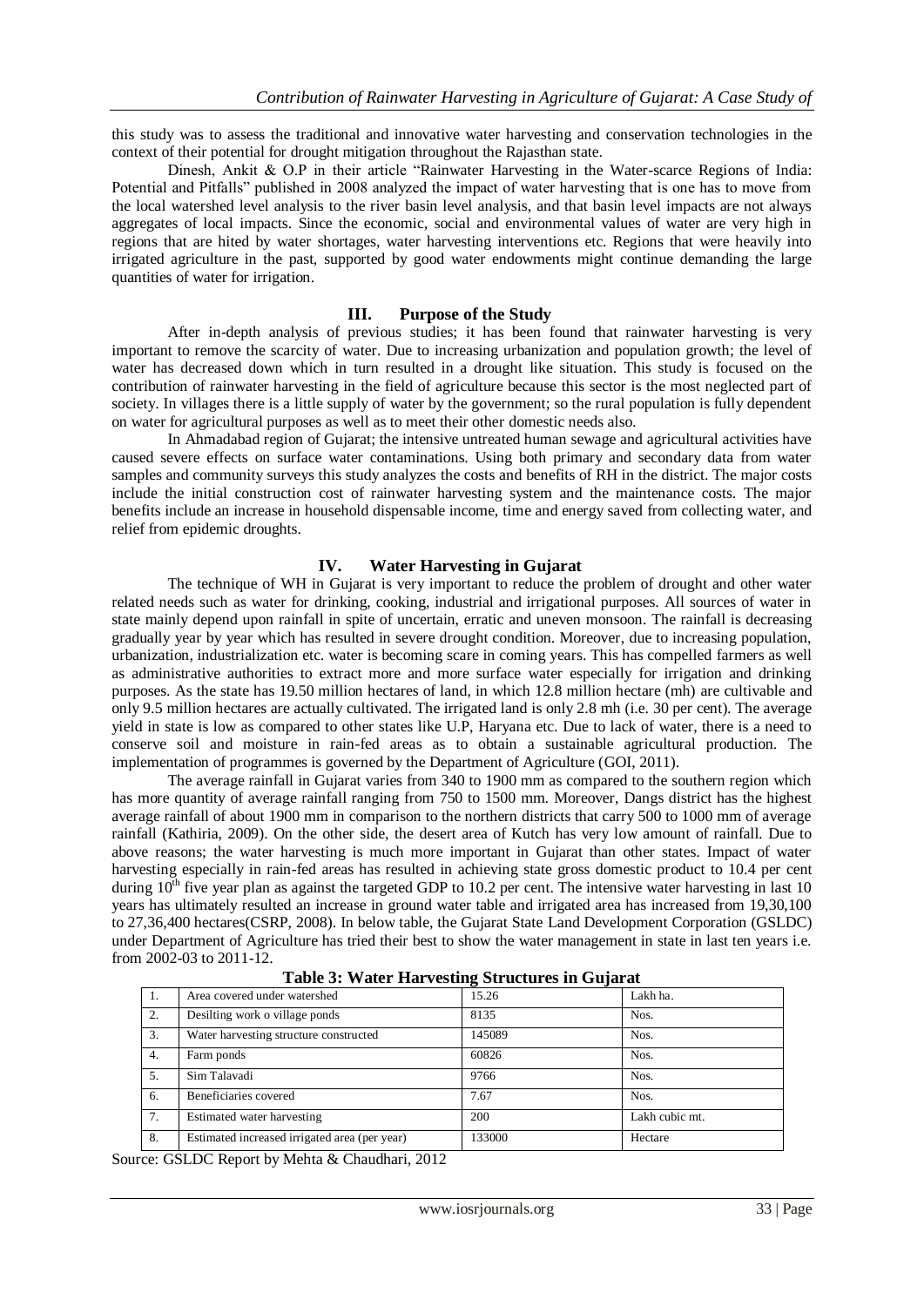this study was to assess the traditional and innovative water harvesting and conservation technologies in the context of their potential for drought mitigation throughout the Rajasthan state.

Dinesh, Ankit & O.P in their article "Rainwater Harvesting in the Water-scarce Regions of India: Potential and Pitfalls" published in 2008 analyzed the impact of water harvesting that is one has to move from the local watershed level analysis to the river basin level analysis, and that basin level impacts are not always aggregates of local impacts. Since the economic, social and environmental values of water are very high in regions that are hited by water shortages, water harvesting interventions etc. Regions that were heavily into irrigated agriculture in the past, supported by good water endowments might continue demanding the large quantities of water for irrigation.

## III. Purpose of the Study

After in-depth analysis of previous studies; it has been found that rainwater harvesting is very important to remove the scarcity of water. Due to increasing urbanization and population growth; the level of water has decreased down which in turn resulted in a drought like situation. This study is focused on the contribution of rainwater harvesting in the field of agriculture because this sector is the most neglected part of society. In villages there is a little supply of water by the government; so the rural population is fully dependent on water for agricultural purposes as well as to meet their other domestic needs also.

In Ahmadabad region of Gujarat; the intensive untreated human sewage and agricultural activities have caused severe effects on surface water contaminations. Using both primary and secondary data from water samples and community surveys this study analyzes the costs and benefits of RH in the district. The major costs include the initial construction cost of rainwater harvesting system and the maintenance costs. The major benefits include an increase in household dispensable income, time and energy saved from collecting water, and relief from epidemic droughts.

## IV. Water Harvesting in Gujarat

The technique of WH in Gujarat is very important to reduce the problem of drought and other water related needs such as water for drinking, cooking, industrial and irrigational purposes. All sources of water in state mainly depend upon rainfall in spite of uncertain, erratic and uneven monsoon. The rainfall is decreasing gradually year by year which has resulted in severe drought condition. Moreover, due to increasing population, urbanization, industrialization etc. water is becoming scare in coming years. This has compelled farmers as well as administrative authorities to extract more and more surface water especially for irrigation and drinking purposes. As the state has 19.50 million hectares of land, in which 12.8 million hectare (mh) are cultivable and only 9.5 million hectares are actually cultivated. The irrigated land is only 2.8 mh (i.e. 30 per cent). The average yield in state is low as compared to other states like U.P, Haryana etc. Due to lack of water, there is a need to conserve soil and moisture in rain-fed areas as to obtain a sustainable agricultural production. The implementation of programmes is governed by the Department of Agriculture (GOI, 2011).

The average rainfall in Gujarat varies from 340 to 1900 mm as compared to the southern region which has more quantity of average rainfall ranging from 750 to 1500 mm. Moreover, Dangs district has the highest average rainfall of about 1900 mm in comparison to the northern districts that carry 500 to 1000 mm of average rainfall (Kathiria, 2009). On the other side, the desert area of Kutch has very low amount of rainfall. Due to above reasons; the water harvesting is much more important in Gujarat than other states. Impact of water harvesting especially in rain-fed areas has resulted in achieving state gross domestic product to 10.4 per cent during 10$^{th}$ five year plan as against the targeted GDP to 10.2 per cent. The intensive water harvesting in last 10 years has ultimately resulted an increase in ground water table and irrigated area has increased from 19,30,100 to 27,36,400 hectares(CSRP, 2008). In below table, the Gujarat State Land Development Corporation (GSLDC) under Department of Agriculture has tried their best to show the water management in state in last ten years i.e. from 2002-03 to 2011-12.

**Table 3: Water Harvesting Structures in Gujarat**

| | | | |
|---|---|---|---|
| 1. | Area covered under watershed | 15.26 | Lakh ha. |
| 2. | Desilting work o village ponds | 8135 | Nos. |
| 3. | Water harvesting structure constructed | 145089 | Nos. |
| 4. | Farm ponds | 60826 | Nos. |
| 5. | Sim Talavadi | 9766 | Nos. |
| 6. | Beneficiaries covered | 7.67 | Nos. |
| 7. | Estimated water harvesting | 200 | Lakh cubic mt. |
| 8. | Estimated increased irrigated area (per year) | 133000 | Hectare |

Source: GSLDC Report by Mehta & Chaudhari, 2012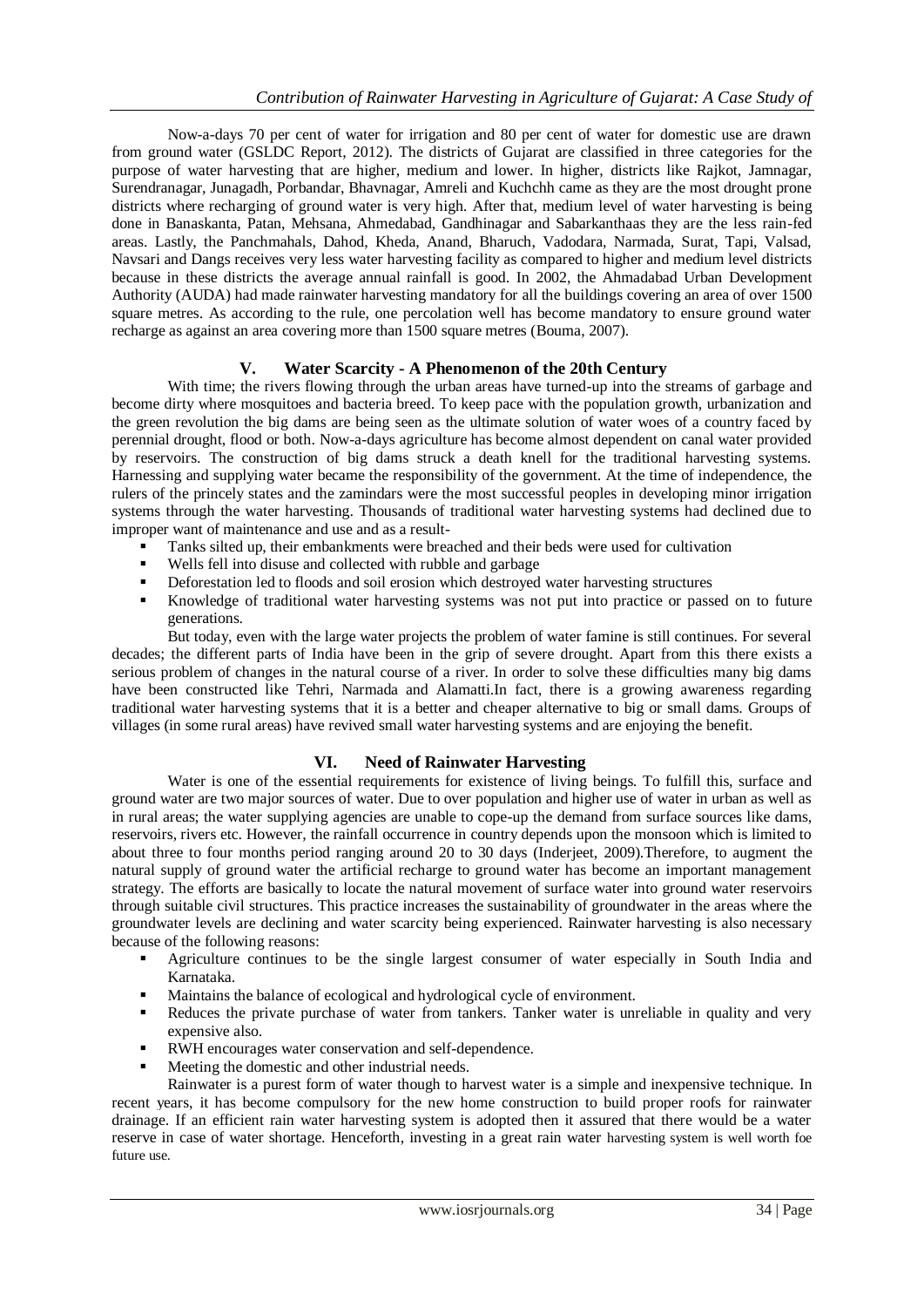Now-a-days 70 per cent of water for irrigation and 80 per cent of water for domestic use are drawn from ground water (GSLDC Report, 2012). The districts of Gujarat are classified in three categories for the purpose of water harvesting that are higher, medium and lower. In higher, districts like Rajkot, Jamnagar, Surendranagar, Junagadh, Porbandar, Bhavnagar, Amreli and Kuchchh came as they are the most drought prone districts where recharging of ground water is very high. After that, medium level of water harvesting is being done in Banaskanta, Patan, Mehsana, Ahmedabad, Gandhinagar and Sabarkanthaas they are the less rain-fed areas. Lastly, the Panchmahals, Dahod, Kheda, Anand, Bharuch, Vadodara, Narmada, Surat, Tapi, Valsad, Navsari and Dangs receives very less water harvesting facility as compared to higher and medium level districts because in these districts the average annual rainfall is good. In 2002, the Ahmadabad Urban Development Authority (AUDA) had made rainwater harvesting mandatory for all the buildings covering an area of over 1500 square metres. As according to the rule, one percolation well has become mandatory to ensure ground water recharge as against an area covering more than 1500 square metres (Bouma, 2007).

## V. Water Scarcity - A Phenomenon of the 20th Century

With time; the rivers flowing through the urban areas have turned-up into the streams of garbage and become dirty where mosquitoes and bacteria breed. To keep pace with the population growth, urbanization and the green revolution the big dams are being seen as the ultimate solution of water woes of a country faced by perennial drought, flood or both. Now-a-days agriculture has become almost dependent on canal water provided by reservoirs. The construction of big dams struck a death knell for the traditional harvesting systems. Harnessing and supplying water became the responsibility of the government. At the time of independence, the rulers of the princely states and the zamindars were the most successful peoples in developing minor irrigation systems through the water harvesting. Thousands of traditional water harvesting systems had declined due to improper want of maintenance and use and as a result-

- Tanks silted up, their embankments were breached and their beds were used for cultivation
- Wells fell into disuse and collected with rubble and garbage
- Deforestation led to floods and soil erosion which destroyed water harvesting structures
- Knowledge of traditional water harvesting systems was not put into practice or passed on to future generations.

But today, even with the large water projects the problem of water famine is still continues. For several decades; the different parts of India have been in the grip of severe drought. Apart from this there exists a serious problem of changes in the natural course of a river. In order to solve these difficulties many big dams have been constructed like Tehri, Narmada and Alamatti.In fact, there is a growing awareness regarding traditional water harvesting systems that it is a better and cheaper alternative to big or small dams. Groups of villages (in some rural areas) have revived small water harvesting systems and are enjoying the benefit.

## VI. Need of Rainwater Harvesting

Water is one of the essential requirements for existence of living beings. To fulfill this, surface and ground water are two major sources of water. Due to over population and higher use of water in urban as well as in rural areas; the water supplying agencies are unable to cope-up the demand from surface sources like dams, reservoirs, rivers etc. However, the rainfall occurrence in country depends upon the monsoon which is limited to about three to four months period ranging around 20 to 30 days (Inderjeet, 2009).Therefore, to augment the natural supply of ground water the artificial recharge to ground water has become an important management strategy. The efforts are basically to locate the natural movement of surface water into ground water reservoirs through suitable civil structures. This practice increases the sustainability of groundwater in the areas where the groundwater levels are declining and water scarcity being experienced. Rainwater harvesting is also necessary because of the following reasons:

- Agriculture continues to be the single largest consumer of water especially in South India and Karnataka.
- Maintains the balance of ecological and hydrological cycle of environment.
- Reduces the private purchase of water from tankers. Tanker water is unreliable in quality and very expensive also.
- RWH encourages water conservation and self-dependence.
- Meeting the domestic and other industrial needs.

Rainwater is a purest form of water though to harvest water is a simple and inexpensive technique. In recent years, it has become compulsory for the new home construction to build proper roofs for rainwater drainage. If an efficient rain water harvesting system is adopted then it assured that there would be a water reserve in case of water shortage. Henceforth, investing in a great rain water harvesting system is well worth foe future use.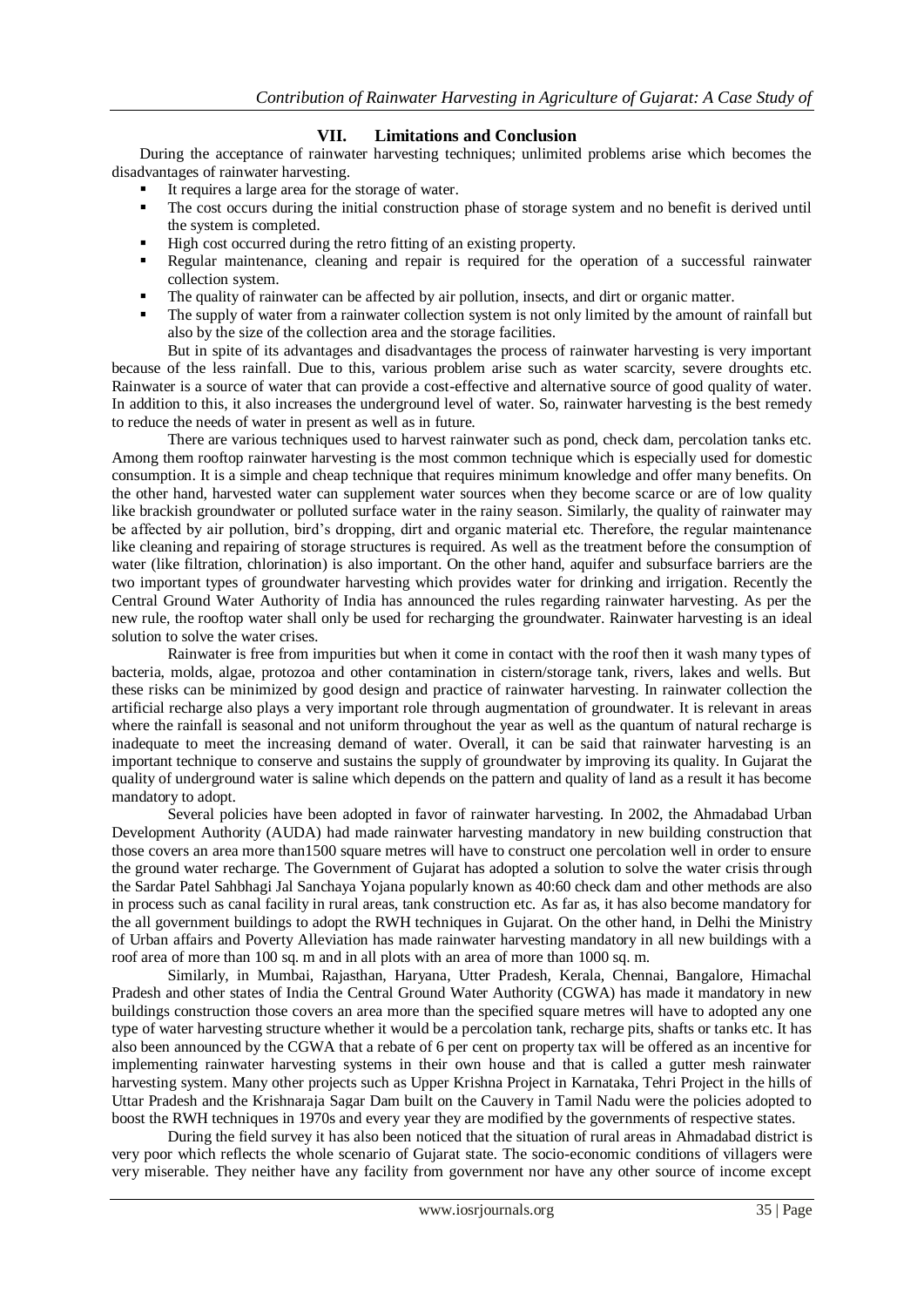## VII. Limitations and Conclusion

During the acceptance of rainwater harvesting techniques; unlimited problems arise which becomes the disadvantages of rainwater harvesting.

- It requires a large area for the storage of water.
- The cost occurs during the initial construction phase of storage system and no benefit is derived until the system is completed.
- High cost occurred during the retro fitting of an existing property.
- Regular maintenance, cleaning and repair is required for the operation of a successful rainwater collection system.
- The quality of rainwater can be affected by air pollution, insects, and dirt or organic matter.
- The supply of water from a rainwater collection system is not only limited by the amount of rainfall but also by the size of the collection area and the storage facilities.

But in spite of its advantages and disadvantages the process of rainwater harvesting is very important because of the less rainfall. Due to this, various problem arise such as water scarcity, severe droughts etc. Rainwater is a source of water that can provide a cost-effective and alternative source of good quality of water. In addition to this, it also increases the underground level of water. So, rainwater harvesting is the best remedy to reduce the needs of water in present as well as in future.

There are various techniques used to harvest rainwater such as pond, check dam, percolation tanks etc. Among them rooftop rainwater harvesting is the most common technique which is especially used for domestic consumption. It is a simple and cheap technique that requires minimum knowledge and offer many benefits. On the other hand, harvested water can supplement water sources when they become scarce or are of low quality like brackish groundwater or polluted surface water in the rainy season. Similarly, the quality of rainwater may be affected by air pollution, bird's dropping, dirt and organic material etc. Therefore, the regular maintenance like cleaning and repairing of storage structures is required. As well as the treatment before the consumption of water (like filtration, chlorination) is also important. On the other hand, aquifer and subsurface barriers are the two important types of groundwater harvesting which provides water for drinking and irrigation. Recently the Central Ground Water Authority of India has announced the rules regarding rainwater harvesting. As per the new rule, the rooftop water shall only be used for recharging the groundwater. Rainwater harvesting is an ideal solution to solve the water crises.

Rainwater is free from impurities but when it come in contact with the roof then it wash many types of bacteria, molds, algae, protozoa and other contamination in cistern/storage tank, rivers, lakes and wells. But these risks can be minimized by good design and practice of rainwater harvesting. In rainwater collection the artificial recharge also plays a very important role through augmentation of groundwater. It is relevant in areas where the rainfall is seasonal and not uniform throughout the year as well as the quantum of natural recharge is inadequate to meet the increasing demand of water. Overall, it can be said that rainwater harvesting is an important technique to conserve and sustains the supply of groundwater by improving its quality. In Gujarat the quality of underground water is saline which depends on the pattern and quality of land as a result it has become mandatory to adopt.

Several policies have been adopted in favor of rainwater harvesting. In 2002, the Ahmadabad Urban Development Authority (AUDA) had made rainwater harvesting mandatory in new building construction that those covers an area more than1500 square metres will have to construct one percolation well in order to ensure the ground water recharge. The Government of Gujarat has adopted a solution to solve the water crisis through the Sardar Patel Sahbhagi Jal Sanchaya Yojana popularly known as 40:60 check dam and other methods are also in process such as canal facility in rural areas, tank construction etc. As far as, it has also become mandatory for the all government buildings to adopt the RWH techniques in Gujarat. On the other hand, in Delhi the Ministry of Urban affairs and Poverty Alleviation has made rainwater harvesting mandatory in all new buildings with a roof area of more than 100 sq. m and in all plots with an area of more than 1000 sq. m.

Similarly, in Mumbai, Rajasthan, Haryana, Utter Pradesh, Kerala, Chennai, Bangalore, Himachal Pradesh and other states of India the Central Ground Water Authority (CGWA) has made it mandatory in new buildings construction those covers an area more than the specified square metres will have to adopted any one type of water harvesting structure whether it would be a percolation tank, recharge pits, shafts or tanks etc. It has also been announced by the CGWA that a rebate of 6 per cent on property tax will be offered as an incentive for implementing rainwater harvesting systems in their own house and that is called a gutter mesh rainwater harvesting system. Many other projects such as Upper Krishna Project in Karnataka, Tehri Project in the hills of Uttar Pradesh and the Krishnaraja Sagar Dam built on the Cauvery in Tamil Nadu were the policies adopted to boost the RWH techniques in 1970s and every year they are modified by the governments of respective states.

During the field survey it has also been noticed that the situation of rural areas in Ahmadabad district is very poor which reflects the whole scenario of Gujarat state. The socio-economic conditions of villagers were very miserable. They neither have any facility from government nor have any other source of income except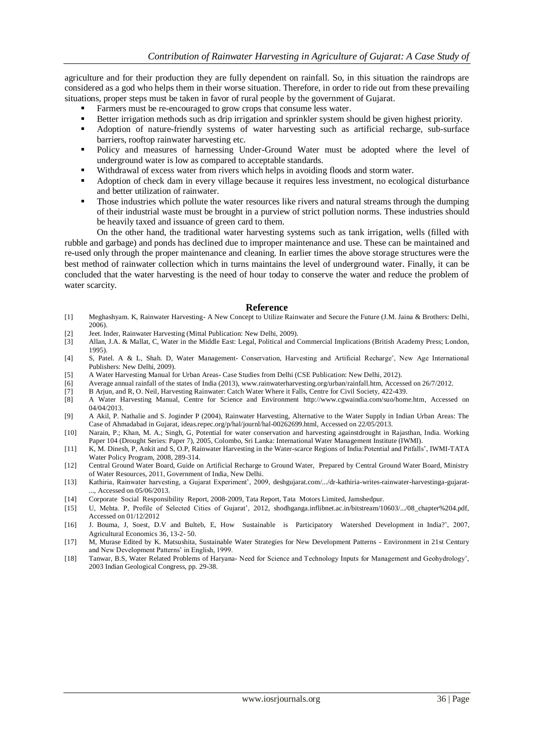agriculture and for their production they are fully dependent on rainfall. So, in this situation the raindrops are considered as a god who helps them in their worse situation. Therefore, in order to ride out from these prevailing situations, proper steps must be taken in favor of rural people by the government of Gujarat.

- Farmers must be re-encouraged to grow crops that consume less water.
- Better irrigation methods such as drip irrigation and sprinkler system should be given highest priority.
- Adoption of nature-friendly systems of water harvesting such as artificial recharge, sub-surface barriers, rooftop rainwater harvesting etc.
- Policy and measures of harnessing Under-Ground Water must be adopted where the level of underground water is low as compared to acceptable standards.
- Withdrawal of excess water from rivers which helps in avoiding floods and storm water.
- Adoption of check dam in every village because it requires less investment, no ecological disturbance and better utilization of rainwater.
- Those industries which pollute the water resources like rivers and natural streams through the dumping of their industrial waste must be brought in a purview of strict pollution norms. These industries should be heavily taxed and issuance of green card to them.

On the other hand, the traditional water harvesting systems such as tank irrigation, wells (filled with rubble and garbage) and ponds has declined due to improper maintenance and use. These can be maintained and re-used only through the proper maintenance and cleaning. In earlier times the above storage structures were the best method of rainwater collection which in turns maintains the level of underground water. Finally, it can be concluded that the water harvesting is the need of hour today to conserve the water and reduce the problem of water scarcity.

## Reference

[1] Meghashyam. K, Rainwater Harvesting- A New Concept to Utilize Rainwater and Secure the Future (J.M. Jaina & Brothers: Delhi, 2006).

[2] Jeet. Inder, Rainwater Harvesting (Mittal Publication: New Delhi, 2009).

[3] Allan, J.A. & Mallat, C, Water in the Middle East: Legal, Political and Commercial Implications (British Academy Press; London, 1995).

[4] S, Patel. A & L, Shah. D, Water Management- Conservation, Harvesting and Artificial Recharge', New Age International Publishers: New Delhi, 2009).

[5] A Water Harvesting Manual for Urban Areas- Case Studies from Delhi (CSE Publication: New Delhi, 2012).

[6] Average annual rainfall of the states of India (2013), www.rainwaterharvesting.org/urban/rainfall.htm, Accessed on 26/7/2012.

[7] B Arjun, and R, O. Neil, Harvesting Rainwater: Catch Water Where it Falls, Centre for Civil Society, 422-439.

[8] A Water Harvesting Manual, Centre for Science and Environment http://www.cgwaindia.com/suo/home.htm, Accessed on 04/04/2013.

[9] A Akil, P. Nathalie and S. Joginder P (2004), Rainwater Harvesting, Alternative to the Water Supply in Indian Urban Areas: The Case of Ahmadabad in Gujarat, ideas.repec.org/p/hal/journl/hal-00262699.html, Accessed on 22/05/2013.

[10] Narain, P.; Khan, M. A.; Singh, G, Potential for water conservation and harvesting againstdrought in Rajasthan, India. Working Paper 104 (Drought Series: Paper 7), 2005, Colombo, Sri Lanka: International Water Management Institute (IWMI).

[11] K, M. Dinesh, P, Ankit and S, O.P, Rainwater Harvesting in the Water-scarce Regions of India:Potential and Pitfalls', IWMI-TATA Water Policy Program, 2008, 289-314.

[12] Central Ground Water Board, Guide on Artificial Recharge to Ground Water, Prepared by Central Ground Water Board, Ministry of Water Resources, 2011, Government of India, New Delhi.

[13] Kathiria, Rainwater harvesting, a Gujarat Experiment', 2009, deshgujarat.com/.../dr-kathiria-writes-rainwater-harvestinga-gujarat-..., Accessed on 05/06/2013.

[14] Corporate Social Responsibility Report, 2008-2009, Tata Report, Tata Motors Limited, Jamshedpur.

[15] U, Mehta. P, Profile of Selected Cities of Gujarat', 2012, shodhganga.inflibnet.ac.in/bitstream/10603/.../08_chapter%204.pdf, Accessed on 01/12/2012

[16] J. Bouma, J, Soest, D.V and Bulteb, E, How Sustainable is Participatory Watershed Development in India?', 2007, Agricultural Economics 36, 13-2- 50.

[17] M, Murase Edited by K. Matsushita, Sustainable Water Strategies for New Development Patterns - Environment in 21st Century and New Development Patterns' in English, 1999.

[18] Tanwar, B.S, Water Related Problems of Haryana- Need for Science and Technology Inputs for Management and Geohydrology', 2003 Indian Geological Congress, pp. 29-38.